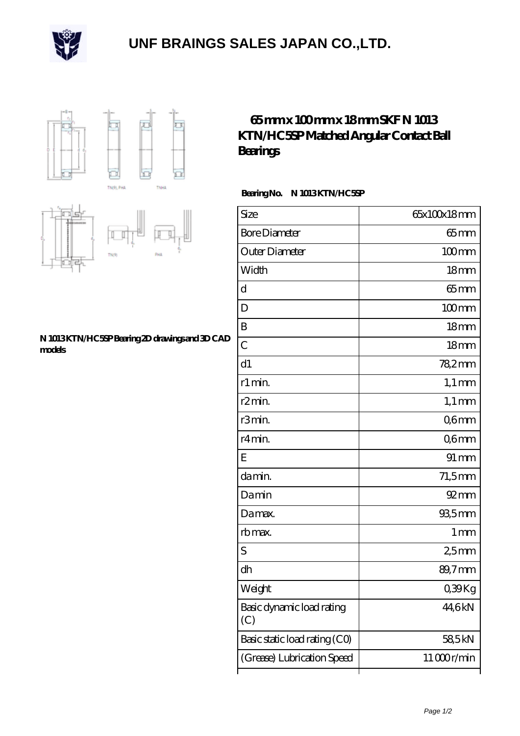# UNF BRAINGS SALES JAPAN CO.,LTD.

## 65 mm x 100 mm x 18 mm SKF N 1013 KTN/HC5SP Matched Angular Contact Ball Bearings

**N 1013 KTN/HC5SP Bearing 2D drawings and 3D CAD models**

**Bearing No. N 1013 KTN/HC5SP**

| Size | 65x100x18 mm |
|---|---|
| Bore Diameter | 65 mm |
| Outer Diameter | 100 mm |
| Width | 18 mm |
| d | 65 mm |
| D | 100 mm |
| B | 18 mm |
| C | 18 mm |
| d1 | 78,2 mm |
| r1 min. | 1,1 mm |
| r2 min. | 1,1 mm |
| r3 min. | 0,6 mm |
| r4 min. | 0,6 mm |
| E | 91 mm |
| da min. | 71,5 mm |
| Da min | 92 mm |
| Da max. | 93,5 mm |
| rb max. | 1 mm |
| S | 2,5 mm |
| dh | 89,7 mm |
| Weight | 0,39 Kg |
| Basic dynamic load rating (C) | 44,6 kN |
| Basic static load rating (C0) | 58,5 kN |
| (Grease) Lubrication Speed | 11 000 r/min |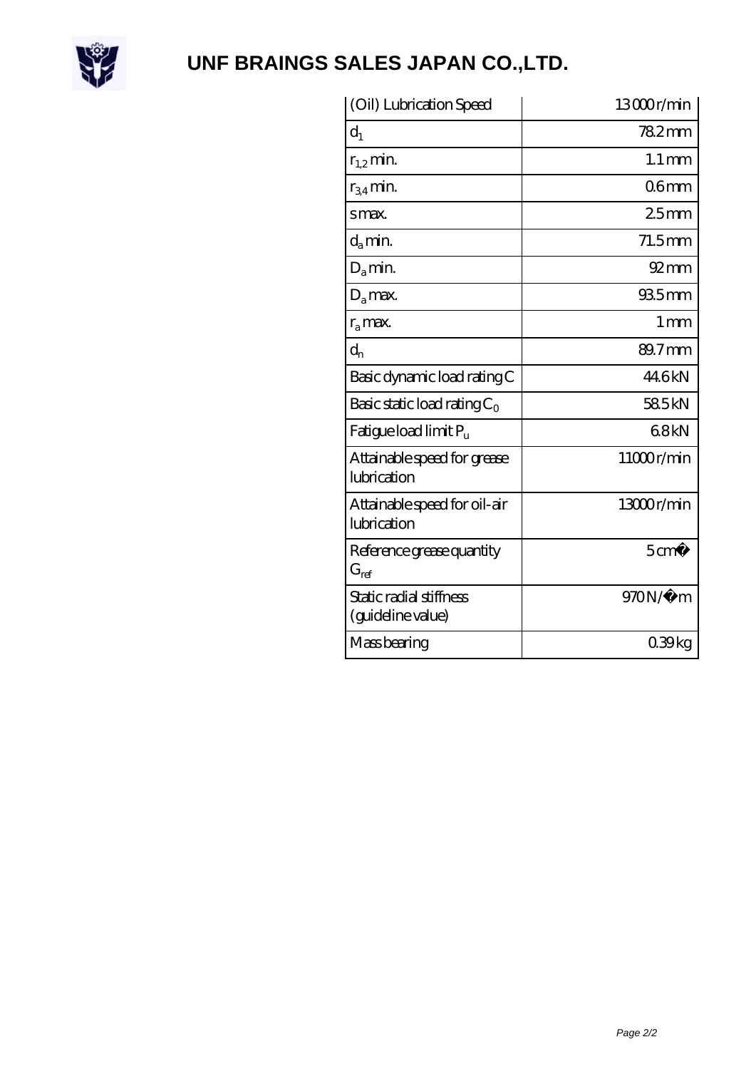# UNF BRAINGS SALES JAPAN CO.,LTD.

| | |
|---|---|
| (Oil) Lubrication Speed | 13000 r/min |
| $d_1$ | 78.2 mm |
| $r_{1,2}$ min. | 1.1 mm |
| $r_{3,4}$ min. | 0.6 mm |
| s max. | 2.5 mm |
| $d_a$ min. | 71.5 mm |
| $D_a$ min. | 92 mm |
| $D_a$ max. | 93.5 mm |
| $r_a$ max. | 1 mm |
| $d_n$ | 89.7 mm |
| Basic dynamic load rating C | 44.6 kN |
| Basic static load rating $C_0$ | 58.5 kN |
| Fatigue load limit $P_u$ | 6.8 kN |
| Attainable speed for grease lubrication | 11000 r/min |
| Attainable speed for oil-air lubrication | 13000 r/min |
| Reference grease quantity $G_{ref}$ | 5 cm� |
| Static radial stiffness (guideline value) | 970 N/�m |
| Mass bearing | 0.39 kg |